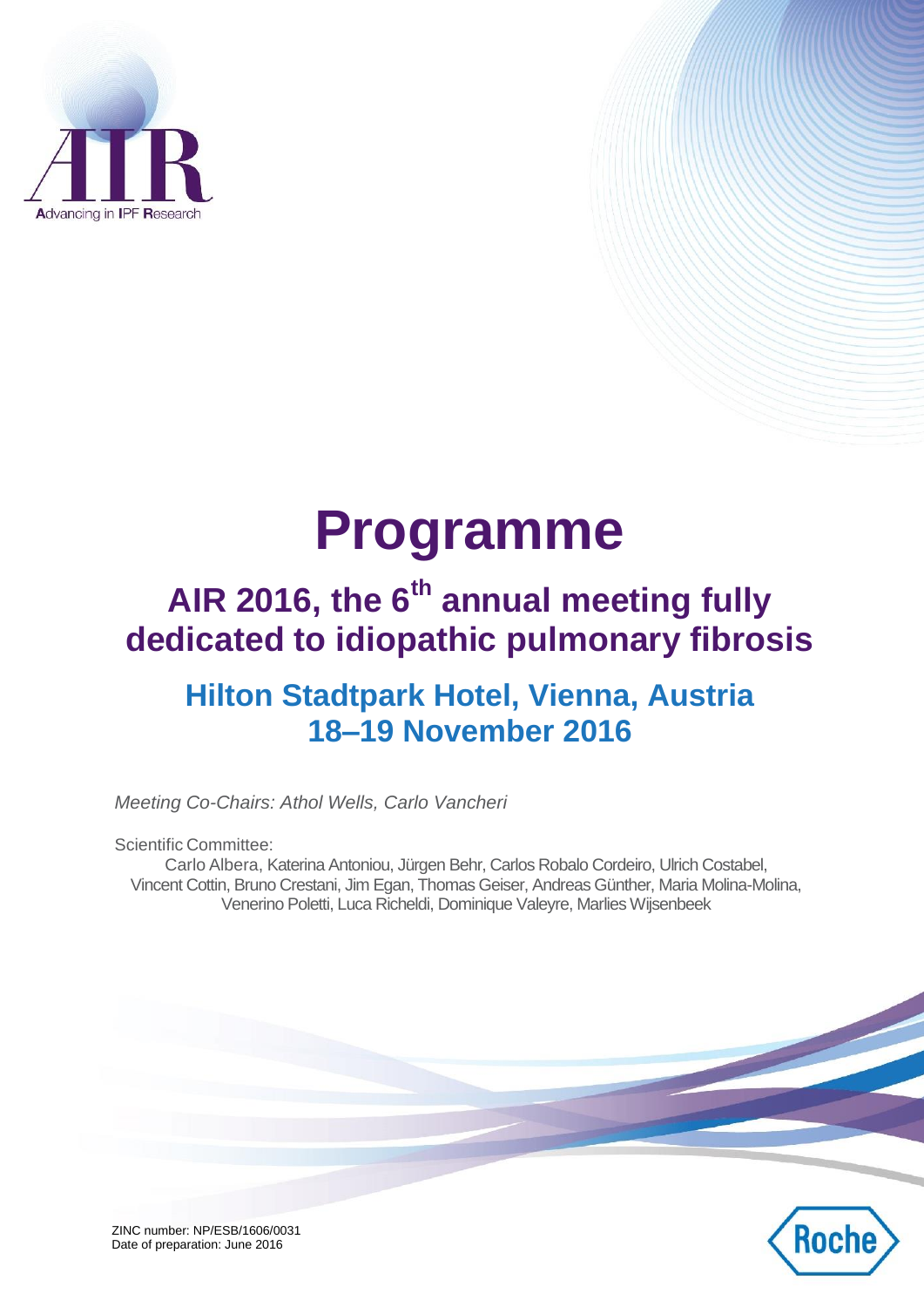AIR

Advancing in IPF Research

# Programme

## AIR 2016, the 6th annual meeting fully dedicated to idiopathic pulmonary fibrosis

### Hilton Stadtpark Hotel, Vienna, Austria
### 18–19 November 2016

*Meeting Co-Chairs: Athol Wells, Carlo Vancheri*

Scientific Committee:

Carlo Albera, Katerina Antoniou, Jürgen Behr, Carlos Robalo Cordeiro, Ulrich Costabel, Vincent Cottin, Bruno Crestani, Jim Egan, Thomas Geiser, Andreas Günther, Maria Molina-Molina, Venerino Poletti, Luca Richeldi, Dominique Valeyre, Marlies Wijsenbeek

ZINC number: NP/ESB/1606/0031
Date of preparation: June 2016

Roche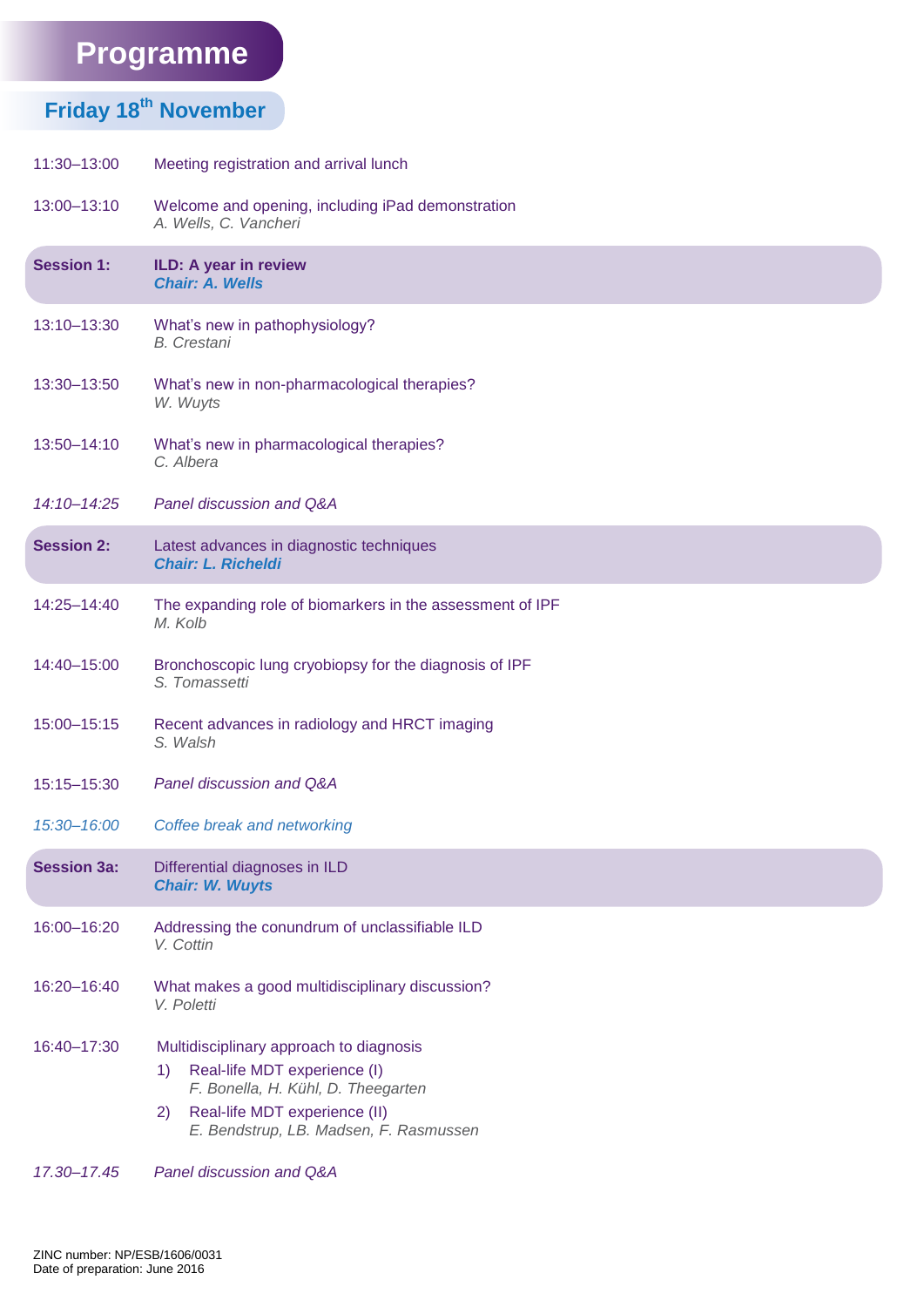# Programme

## Friday 18th November

| | |
|---|---|
| 11:30–13:00 | Meeting registration and arrival lunch |
| 13:00–13:10 | Welcome and opening, including iPad demonstration<br>*A. Wells, C. Vancheri* |
| **Session 1:** | **ILD: A year in review**<br>***Chair: A. Wells*** |
| 13:10–13:30 | What's new in pathophysiology?<br>*B. Crestani* |
| 13:30–13:50 | What's new in non-pharmacological therapies?<br>*W. Wuyts* |
| 13:50–14:10 | What's new in pharmacological therapies?<br>*C. Albera* |
| *14:10–14:25* | *Panel discussion and Q&A* |
| **Session 2:** | Latest advances in diagnostic techniques<br>***Chair: L. Richeldi*** |
| 14:25–14:40 | The expanding role of biomarkers in the assessment of IPF<br>*M. Kolb* |
| 14:40–15:00 | Bronchoscopic lung cryobiopsy for the diagnosis of IPF<br>*S. Tomassetti* |
| 15:00–15:15 | Recent advances in radiology and HRCT imaging<br>*S. Walsh* |
| 15:15–15:30 | *Panel discussion and Q&A* |
| *15:30–16:00* | *Coffee break and networking* |
| **Session 3a:** | Differential diagnoses in ILD<br>***Chair: W. Wuyts*** |
| 16:00–16:20 | Addressing the conundrum of unclassifiable ILD<br>*V. Cottin* |
| 16:20–16:40 | What makes a good multidisciplinary discussion?<br>*V. Poletti* |
| 16:40–17:30 | Multidisciplinary approach to diagnosis<br>1) Real-life MDT experience (I)<br>*F. Bonella, H. Kühl, D. Theegarten*<br>2) Real-life MDT experience (II)<br>*E. Bendstrup, LB. Madsen, F. Rasmussen* |
| *17.30–17.45* | *Panel discussion and Q&A* |

ZINC number: NP/ESB/1606/0031
Date of preparation: June 2016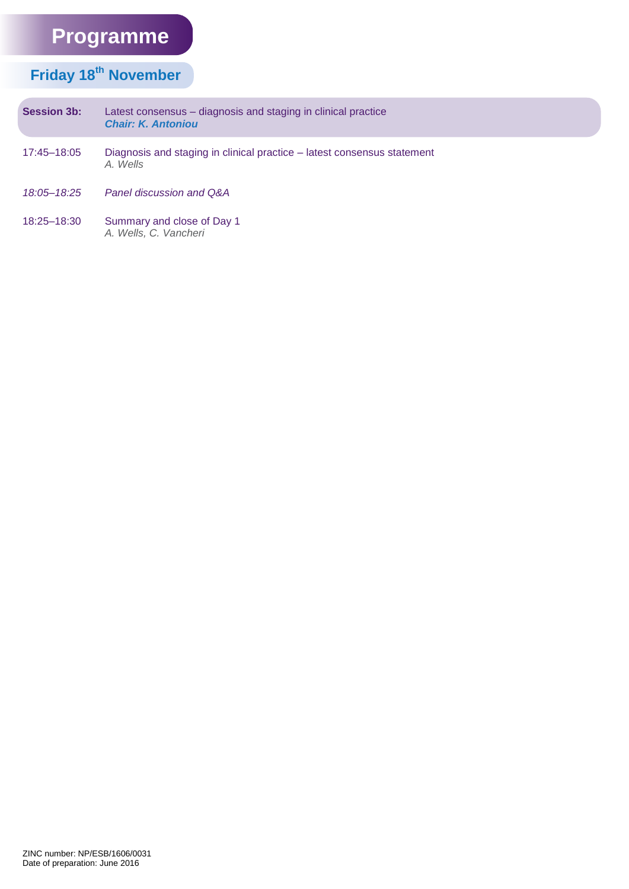# Programme

## Friday 18th November

| | |
|---|---|
| **Session 3b:** | Latest consensus – diagnosis and staging in clinical practice<br>***Chair: K. Antoniou*** |
| 17:45–18:05 | Diagnosis and staging in clinical practice – latest consensus statement<br>*A. Wells* |
| *18:05–18:25* | *Panel discussion and Q&A* |
| 18:25–18:30 | Summary and close of Day 1<br>*A. Wells, C. Vancheri* |

ZINC number: NP/ESB/1606/0031
Date of preparation: June 2016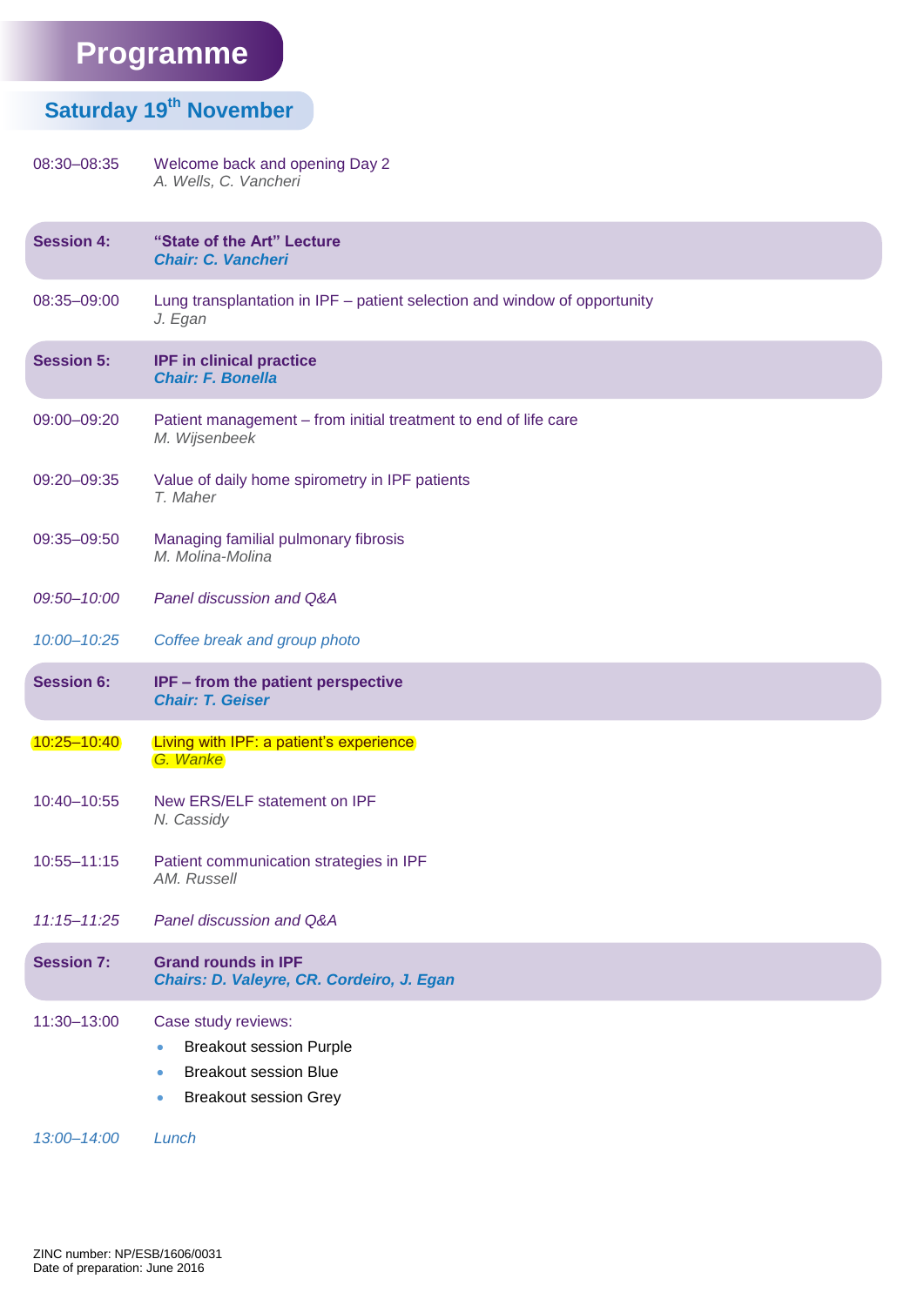# Programme

## Saturday 19th November

08:30–08:35 Welcome back and opening Day 2
*A. Wells, C. Vancheri*

**Session 4:** **"State of the Art" Lecture**
***Chair: C. Vancheri***

08:35–09:00 Lung transplantation in IPF – patient selection and window of opportunity
*J. Egan*

**Session 5:** **IPF in clinical practice**
***Chair: F. Bonella***

09:00–09:20 Patient management – from initial treatment to end of life care
*M. Wijsenbeek*

09:20–09:35 Value of daily home spirometry in IPF patients
*T. Maher*

09:35–09:50 Managing familial pulmonary fibrosis
*M. Molina-Molina*

*09:50–10:00 Panel discussion and Q&A*

*10:00–10:25 Coffee break and group photo*

**Session 6:** **IPF – from the patient perspective**
***Chair: T. Geiser***

10:25–10:40 Living with IPF: a patient's experience
*G. Wanke*

10:40–10:55 New ERS/ELF statement on IPF
*N. Cassidy*

10:55–11:15 Patient communication strategies in IPF
*AM. Russell*

*11:15–11:25 Panel discussion and Q&A*

**Session 7:** **Grand rounds in IPF**
***Chairs: D. Valeyre, CR. Cordeiro, J. Egan***

11:30–13:00 Case study reviews:

- Breakout session Purple
- Breakout session Blue
- Breakout session Grey

*13:00–14:00 Lunch*

ZINC number: NP/ESB/1606/0031
Date of preparation: June 2016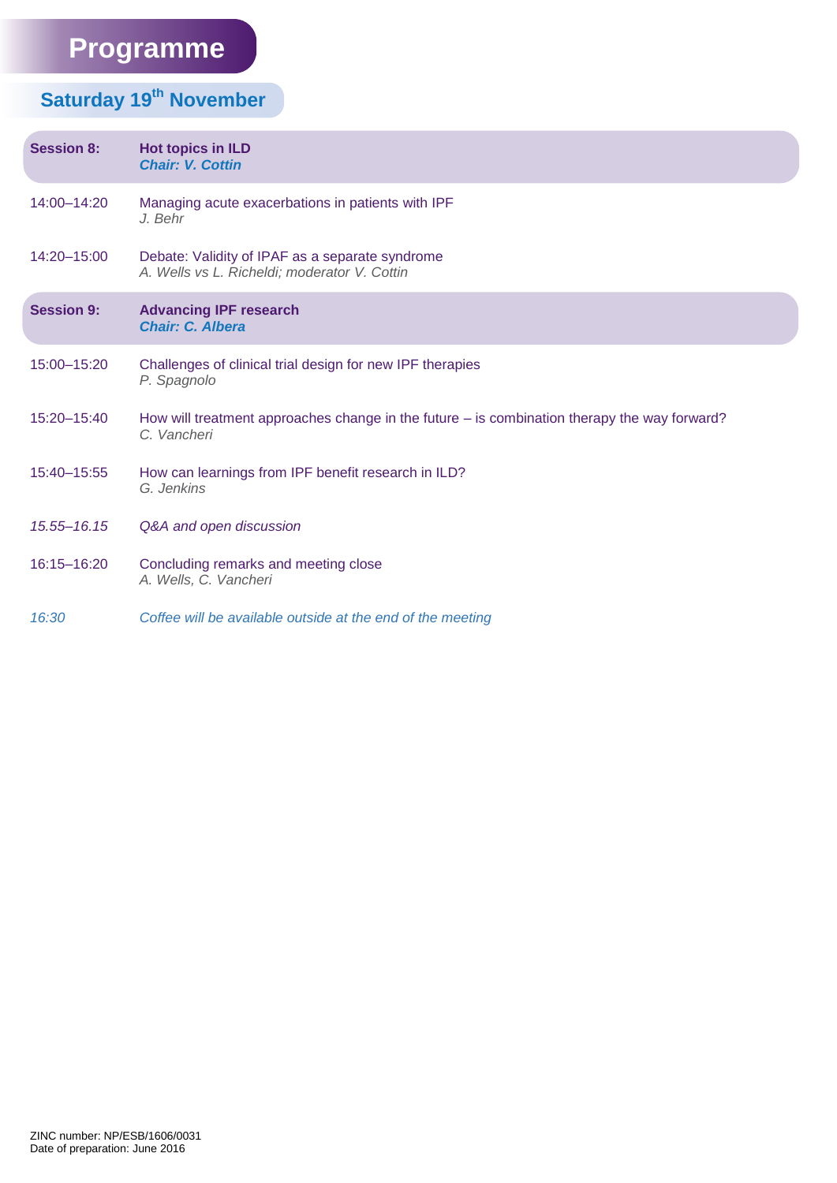# Programme

## Saturday 19th November

| | |
|---|---|
| **Session 8:** | **Hot topics in ILD**<br>***Chair: V. Cottin*** |
| 14:00–14:20 | Managing acute exacerbations in patients with IPF<br>*J. Behr* |
| 14:20–15:00 | Debate: Validity of IPAF as a separate syndrome<br>*A. Wells vs L. Richeldi; moderator V. Cottin* |
| **Session 9:** | **Advancing IPF research**<br>***Chair: C. Albera*** |
| 15:00–15:20 | Challenges of clinical trial design for new IPF therapies<br>*P. Spagnolo* |
| 15:20–15:40 | How will treatment approaches change in the future – is combination therapy the way forward?<br>*C. Vancheri* |
| 15:40–15:55 | How can learnings from IPF benefit research in ILD?<br>*G. Jenkins* |
| *15.55–16.15* | *Q&A and open discussion* |
| 16:15–16:20 | Concluding remarks and meeting close<br>*A. Wells, C. Vancheri* |
| *16:30* | *Coffee will be available outside at the end of the meeting* |

ZINC number: NP/ESB/1606/0031
Date of preparation: June 2016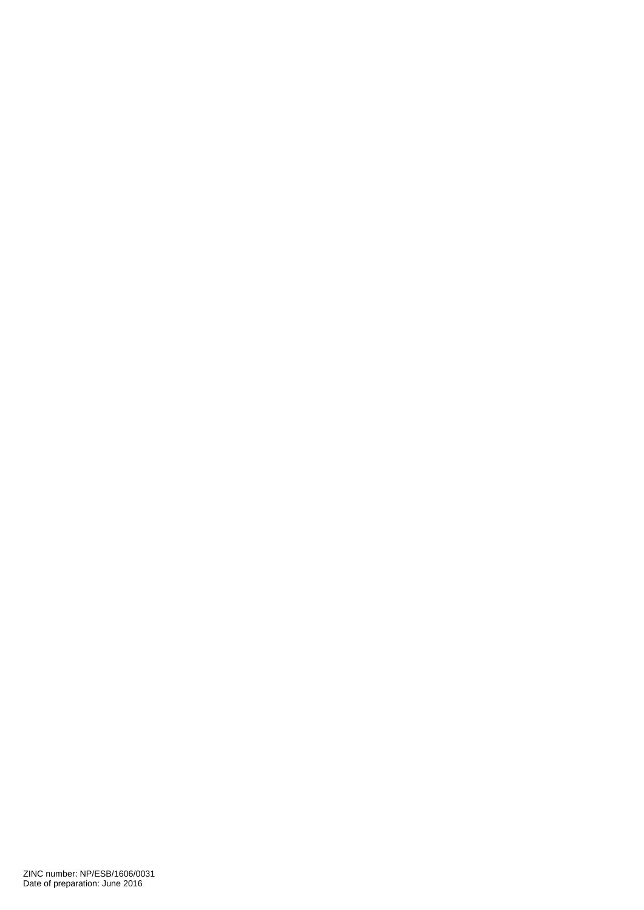ZINC number: NP/ESB/1606/0031
Date of preparation: June 2016